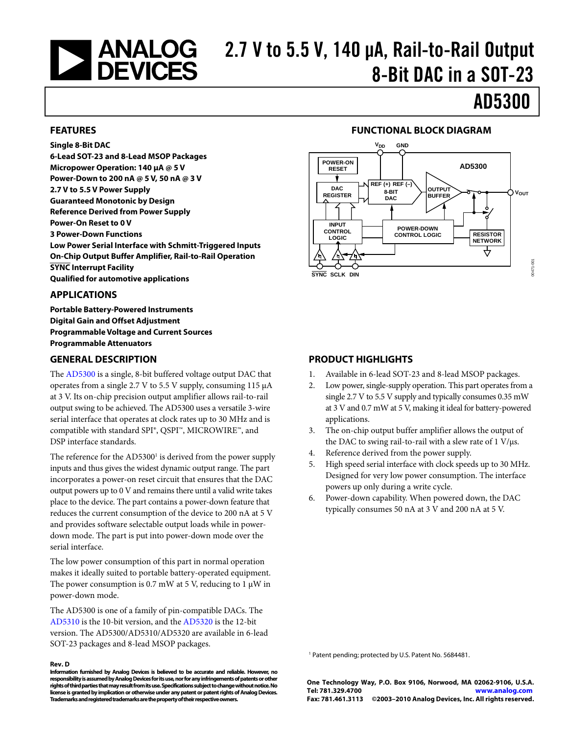# 2.7 V to 5.5 V, 140 µA, Rail-to-Rail Output 8-Bit DAC in a SOT-23

# AD5300

## FEATURES

**Single 8-Bit DAC**
**6-Lead SOT-23 and 8-Lead MSOP Packages**
**Micropower Operation: 140 µA @ 5 V**
**Power-Down to 200 nA @ 5 V, 50 nA @ 3 V**
**2.7 V to 5.5 V Power Supply**
**Guaranteed Monotonic by Design**
**Reference Derived from Power Supply**
**Power-On Reset to 0 V**
**3 Power-Down Functions**
**Low Power Serial Interface with Schmitt-Triggered Inputs**
**On-Chip Output Buffer Amplifier, Rail-to-Rail Operation**
**SYNC Interrupt Facility**
**Qualified for automotive applications**

## APPLICATIONS

**Portable Battery-Powered Instruments**
**Digital Gain and Offset Adjustment**
**Programmable Voltage and Current Sources**
**Programmable Attenuators**

## FUNCTIONAL BLOCK DIAGRAM

## GENERAL DESCRIPTION

The AD5300 is a single, 8-bit buffered voltage output DAC that operates from a single 2.7 V to 5.5 V supply, consuming 115 µA at 3 V. Its on-chip precision output amplifier allows rail-to-rail output swing to be achieved. The AD5300 uses a versatile 3-wire serial interface that operates at clock rates up to 30 MHz and is compatible with standard SPI®, QSPI™, MICROWIRE™, and DSP interface standards.

The reference for the AD5300[1] is derived from the power supply inputs and thus gives the widest dynamic output range. The part incorporates a power-on reset circuit that ensures that the DAC output powers up to 0 V and remains there until a valid write takes place to the device. The part contains a power-down feature that reduces the current consumption of the device to 200 nA at 5 V and provides software selectable output loads while in power-down mode. The part is put into power-down mode over the serial interface.

The low power consumption of this part in normal operation makes it ideally suited to portable battery-operated equipment. The power consumption is 0.7 mW at 5 V, reducing to 1 µW in power-down mode.

The AD5300 is one of a family of pin-compatible DACs. The AD5310 is the 10-bit version, and the AD5320 is the 12-bit version. The AD5300/AD5310/AD5320 are available in 6-lead SOT-23 packages and 8-lead MSOP packages.

## PRODUCT HIGHLIGHTS

1. Available in 6-lead SOT-23 and 8-lead MSOP packages.
2. Low power, single-supply operation. This part operates from a single 2.7 V to 5.5 V supply and typically consumes 0.35 mW at 3 V and 0.7 mW at 5 V, making it ideal for battery-powered applications.
3. The on-chip output buffer amplifier allows the output of the DAC to swing rail-to-rail with a slew rate of 1 V/µs.
4. Reference derived from the power supply.
5. High speed serial interface with clock speeds up to 30 MHz. Designed for very low power consumption. The interface powers up only during a write cycle.
6. Power-down capability. When powered down, the DAC typically consumes 50 nA at 3 V and 200 nA at 5 V.

[1] Patent pending; protected by U.S. Patent No. 5684481.

**Rev. D**

Information furnished by Analog Devices is believed to be accurate and reliable. However, no responsibility is assumed by Analog Devices for its use, nor for any infringements of patents or other rights of third parties that may result from its use. Specifications subject to change without notice. No license is granted by implication or otherwise under any patent or patent rights of Analog Devices. Trademarks and registered trademarks are the property of their respective owners.

One Technology Way, P.O. Box 9106, Norwood, MA 02062-9106, U.S.A.
Tel: 781.329.4700 www.analog.com
Fax: 781.461.3113 ©2003–2010 Analog Devices, Inc. All rights reserved.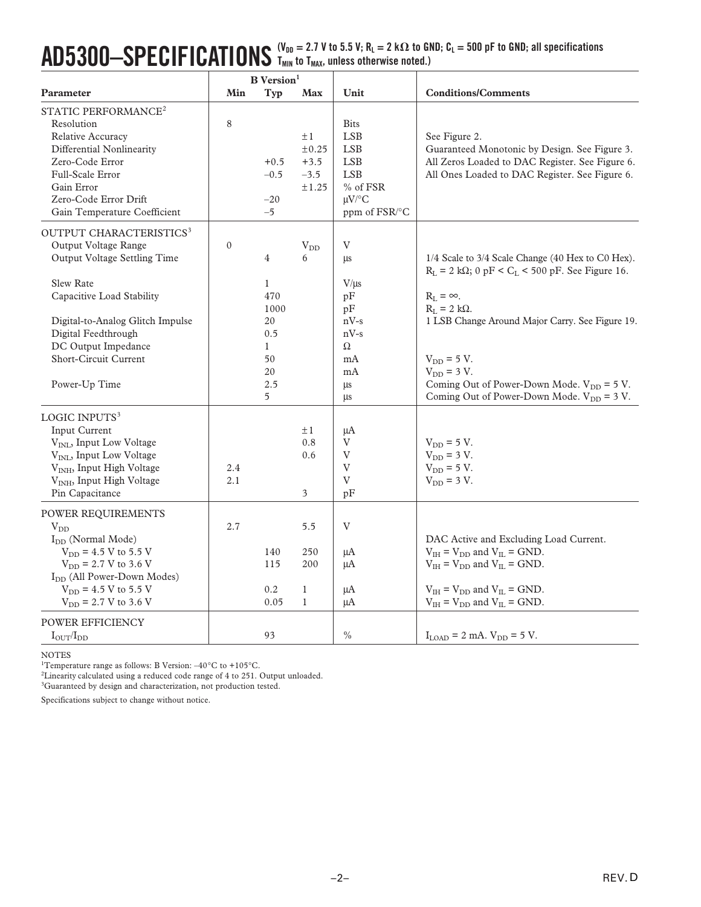# AD5300–SPECIFICATIONS

($V_{DD}$ = 2.7 V to 5.5 V; $R_L$ = 2 kΩ to GND; $C_L$ = 500 pF to GND; all specifications $T_{MIN}$ to $T_{MAX}$, unless otherwise noted.)

| Parameter | B Version[1] Min | Typ | Max | Unit | Conditions/Comments |
|---|---|---|---|---|---|
| **STATIC PERFORMANCE[2]** | | | | | |
| Resolution | 8 | | | Bits | |
| Relative Accuracy | | | ±1 | LSB | See Figure 2. |
| Differential Nonlinearity | | | ±0.25 | LSB | Guaranteed Monotonic by Design. See Figure 3. |
| Zero-Code Error | | +0.5 | +3.5 | LSB | All Zeros Loaded to DAC Register. See Figure 6. |
| Full-Scale Error | | –0.5 | –3.5 | LSB | All Ones Loaded to DAC Register. See Figure 6. |
| Gain Error | | | ±1.25 | % of FSR | |
| Zero-Code Error Drift | | –20 | | μV/°C | |
| Gain Temperature Coefficient | | –5 | | ppm of FSR/°C | |
| **OUTPUT CHARACTERISTICS[3]** | | | | | |
| Output Voltage Range | 0 | | $V_{DD}$ | V | |
| Output Voltage Settling Time | | 4 | 6 | μs | 1/4 Scale to 3/4 Scale Change (40 Hex to C0 Hex). $R_L$ = 2 kΩ; 0 pF < $C_L$ < 500 pF. See Figure 16. |
| Slew Rate | | 1 | | V/μs | |
| Capacitive Load Stability | | 470 | | pF | $R_L = \infty$. |
| | | 1000 | | pF | $R_L$ = 2 kΩ. |
| Digital-to-Analog Glitch Impulse | | 20 | | nV-s | 1 LSB Change Around Major Carry. See Figure 19. |
| Digital Feedthrough | | 0.5 | | nV-s | |
| DC Output Impedance | | 1 | | Ω | |
| Short-Circuit Current | | 50 | | mA | $V_{DD}$ = 5 V. |
| | | 20 | | mA | $V_{DD}$ = 3 V. |
| Power-Up Time | | 2.5 | | μs | Coming Out of Power-Down Mode. $V_{DD}$ = 5 V. |
| | | 5 | | μs | Coming Out of Power-Down Mode. $V_{DD}$ = 3 V. |
| **LOGIC INPUTS[3]** | | | | | |
| Input Current | | | ±1 | μA | |
| $V_{INL}$, Input Low Voltage | | | 0.8 | V | $V_{DD}$ = 5 V. |
| $V_{INL}$, Input Low Voltage | | | 0.6 | V | $V_{DD}$ = 3 V. |
| $V_{INH}$, Input High Voltage | 2.4 | | | V | $V_{DD}$ = 5 V. |
| $V_{INH}$, Input High Voltage | 2.1 | | | V | $V_{DD}$ = 3 V. |
| Pin Capacitance | | | 3 | pF | |
| **POWER REQUIREMENTS** | | | | | |
| $V_{DD}$ | 2.7 | | 5.5 | V | |
| $I_{DD}$ (Normal Mode) | | | | | DAC Active and Excluding Load Current. |
| $V_{DD}$ = 4.5 V to 5.5 V | | 140 | 250 | μA | $V_{IH} = V_{DD}$ and $V_{IL}$ = GND. |
| $V_{DD}$ = 2.7 V to 3.6 V | | 115 | 200 | μA | $V_{IH} = V_{DD}$ and $V_{IL}$ = GND. |
| $I_{DD}$ (All Power-Down Modes) | | | | | |
| $V_{DD}$ = 4.5 V to 5.5 V | | 0.2 | 1 | μA | $V_{IH} = V_{DD}$ and $V_{IL}$ = GND. |
| $V_{DD}$ = 2.7 V to 3.6 V | | 0.05 | 1 | μA | $V_{IH} = V_{DD}$ and $V_{IL}$ = GND. |
| **POWER EFFICIENCY** | | | | | |
| $I_{OUT}/I_{DD}$ | | 93 | | % | $I_{LOAD}$ = 2 mA. $V_{DD}$ = 5 V. |

NOTES

[1]Temperature range as follows: B Version: –40°C to +105°C.

[2]Linearity calculated using a reduced code range of 4 to 251. Output unloaded.

[3]Guaranteed by design and characterization, not production tested.

Specifications subject to change without notice.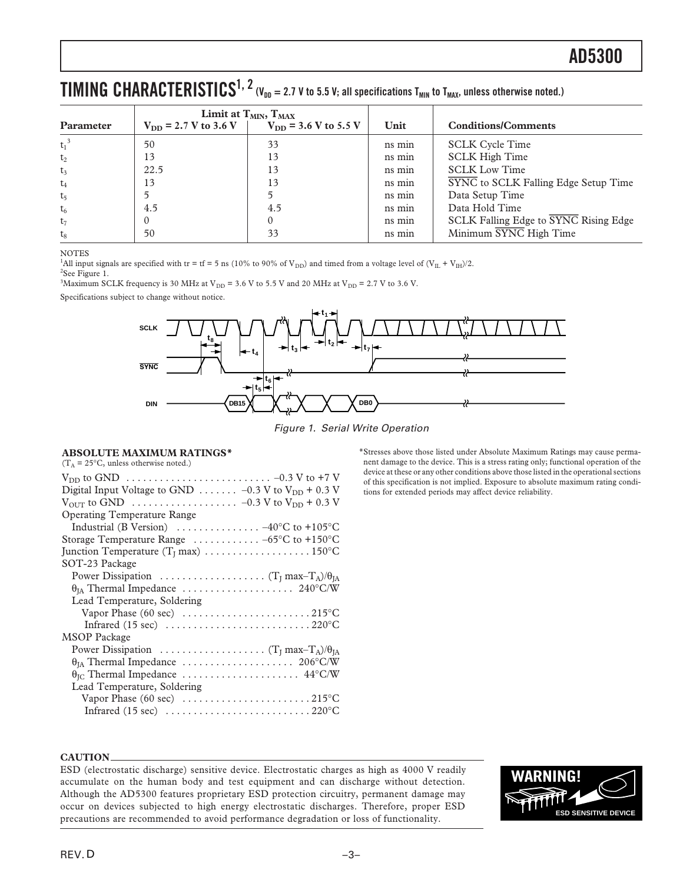# TIMING CHARACTERISTICS[1, 2] ($V_{DD}$ = 2.7 V to 5.5 V; all specifications $T_{MIN}$ to $T_{MAX}$, unless otherwise noted.)

| Parameter | Limit at $T_{MIN}$, $T_{MAX}$ $V_{DD}$ = 2.7 V to 3.6 V | $V_{DD}$ = 3.6 V to 5.5 V | Unit | Conditions/Comments |
|---|---|---|---|---|
| $t_1$[3] | 50 | 33 | ns min | SCLK Cycle Time |
| $t_2$ | 13 | 13 | ns min | SCLK High Time |
| $t_3$ | 22.5 | 13 | ns min | SCLK Low Time |
| $t_4$ | 13 | 13 | ns min | SYNC to SCLK Falling Edge Setup Time |
| $t_5$ | 5 | 5 | ns min | Data Setup Time |
| $t_6$ | 4.5 | 4.5 | ns min | Data Hold Time |
| $t_7$ | 0 | 0 | ns min | SCLK Falling Edge to SYNC Rising Edge |
| $t_8$ | 50 | 33 | ns min | Minimum SYNC High Time |

NOTES

[1]All input signals are specified with tr = tf = 5 ns (10% to 90% of $V_{DD}$) and timed from a voltage level of $(V_{IL} + V_{IH})/2$.

[2]See Figure 1.

[3]Maximum SCLK frequency is 30 MHz at $V_{DD}$ = 3.6 V to 5.5 V and 20 MHz at $V_{DD}$ = 2.7 V to 3.6 V.

Specifications subject to change without notice.

*Figure 1. Serial Write Operation*

## ABSOLUTE MAXIMUM RATINGS*

($T_A$ = 25°C, unless otherwise noted.)

- $V_{DD}$ to GND . . . . . . . . . . –0.3 V to +7 V
- Digital Input Voltage to GND . . . . . . . –0.3 V to $V_{DD}$ + 0.3 V
- $V_{OUT}$ to GND . . . . . . . . . . –0.3 V to $V_{DD}$ + 0.3 V
- Operating Temperature Range
  - Industrial (B Version) . . . . . . . . . . –40°C to +105°C
- Storage Temperature Range . . . . . . . . . . –65°C to +150°C
- Junction Temperature ($T_J$ max) . . . . . . . . . . 150°C
- SOT-23 Package
  - Power Dissipation . . . . . . . . . . $(T_J \text{ max}–T_A)/\theta_{JA}$
  - $\theta_{JA}$ Thermal Impedance . . . . . . . . . . 240°C/W
  - Lead Temperature, Soldering
    - Vapor Phase (60 sec) . . . . . . . . . . 215°C
    - Infrared (15 sec) . . . . . . . . . . 220°C
- MSOP Package
  - Power Dissipation . . . . . . . . . . $(T_J \text{ max}–T_A)/\theta_{JA}$
  - $\theta_{JA}$ Thermal Impedance . . . . . . . . . . 206°C/W
  - $\theta_{JC}$ Thermal Impedance . . . . . . . . . . 44°C/W
  - Lead Temperature, Soldering
    - Vapor Phase (60 sec) . . . . . . . . . . 215°C
    - Infrared (15 sec) . . . . . . . . . . 220°C

*Stresses above those listed under Absolute Maximum Ratings may cause permanent damage to the device. This is a stress rating only; functional operation of the device at these or any other conditions above those listed in the operational sections of this specification is not implied. Exposure to absolute maximum rating conditions for extended periods may affect device reliability.

**CAUTION**

ESD (electrostatic discharge) sensitive device. Electrostatic charges as high as 4000 V readily accumulate on the human body and test equipment and can discharge without detection. Although the AD5300 features proprietary ESD protection circuitry, permanent damage may occur on devices subjected to high energy electrostatic discharges. Therefore, proper ESD precautions are recommended to avoid performance degradation or loss of functionality.

**WARNING!** ESD SENSITIVE DEVICE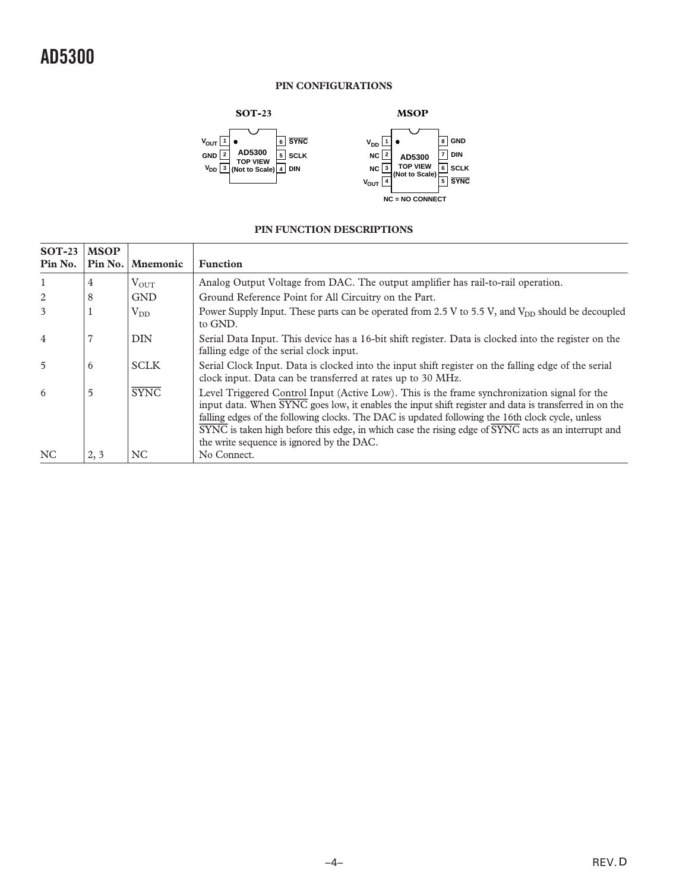## PIN CONFIGURATIONS

**SOT-23**

| Pin | Name | | Pin | Name |
|---|---|---|---|---|
| 1 | $V_{OUT}$ | AD5300 TOP VIEW (Not to Scale) | 6 | $\overline{SYNC}$ |
| 2 | GND | | 5 | SCLK |
| 3 | $V_{DD}$ | | 4 | DIN |

**MSOP**

| Pin | Name | | Pin | Name |
|---|---|---|---|---|
| 1 | $V_{DD}$ | AD5300 TOP VIEW (Not to Scale) | 8 | GND |
| 2 | NC | | 7 | DIN |
| 3 | NC | | 6 | SCLK |
| 4 | $V_{OUT}$ | | 5 | $\overline{SYNC}$ |

NC = NO CONNECT

## PIN FUNCTION DESCRIPTIONS

| SOT-23 Pin No. | MSOP Pin No. | Mnemonic | Function |
|---|---|---|---|
| 1 | 4 | $V_{OUT}$ | Analog Output Voltage from DAC. The output amplifier has rail-to-rail operation. |
| 2 | 8 | GND | Ground Reference Point for All Circuitry on the Part. |
| 3 | 1 | $V_{DD}$ | Power Supply Input. These parts can be operated from 2.5 V to 5.5 V, and $V_{DD}$ should be decoupled to GND. |
| 4 | 7 | DIN | Serial Data Input. This device has a 16-bit shift register. Data is clocked into the register on the falling edge of the serial clock input. |
| 5 | 6 | SCLK | Serial Clock Input. Data is clocked into the input shift register on the falling edge of the serial clock input. Data can be transferred at rates up to 30 MHz. |
| 6 | 5 | $\overline{SYNC}$ | Level Triggered Control Input (Active Low). This is the frame synchronization signal for the input data. When $\overline{SYNC}$ goes low, it enables the input shift register and data is transferred in on the falling edges of the following clocks. The DAC is updated following the 16th clock cycle, unless $\overline{SYNC}$ is taken high before this edge, in which case the rising edge of $\overline{SYNC}$ acts as an interrupt and the write sequence is ignored by the DAC. |
| NC | 2, 3 | NC | No Connect. |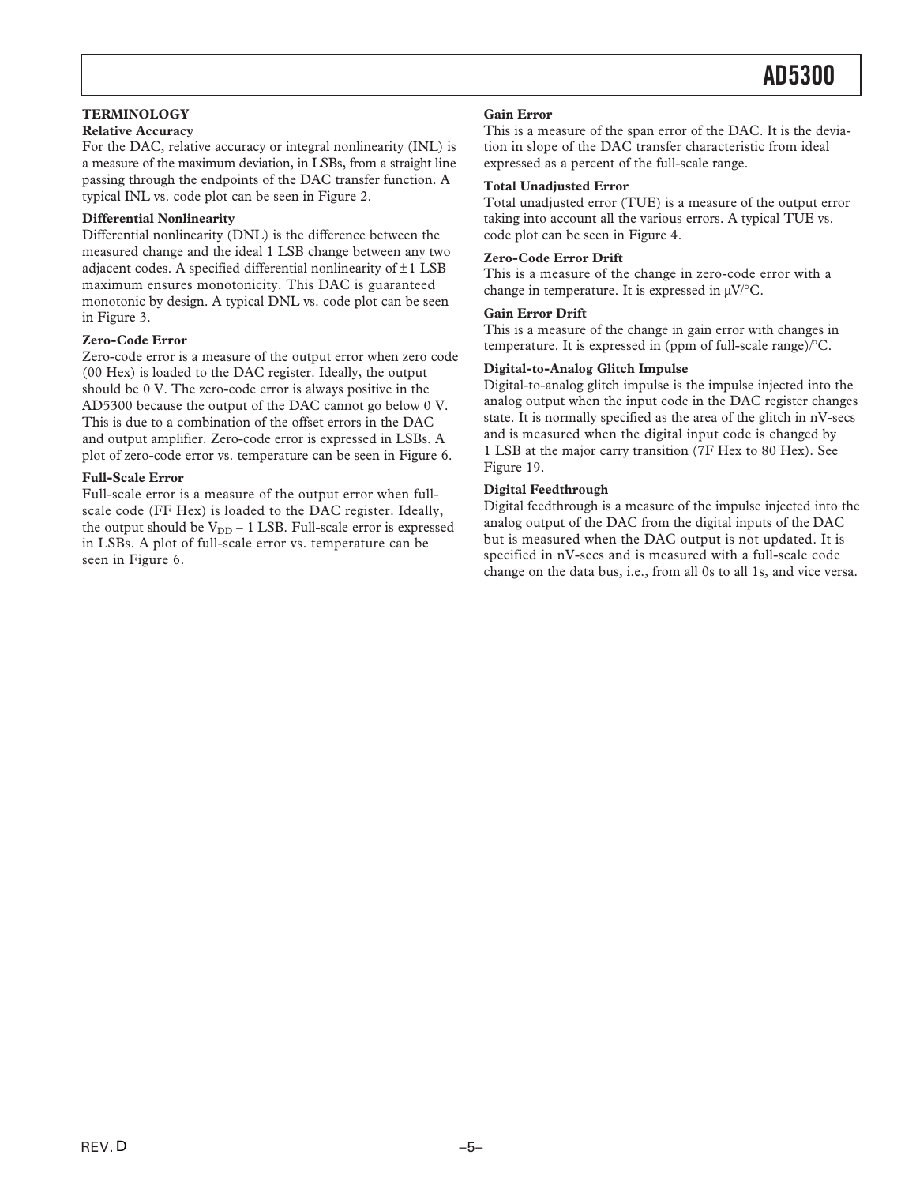## TERMINOLOGY

### Relative Accuracy

For the DAC, relative accuracy or integral nonlinearity (INL) is a measure of the maximum deviation, in LSBs, from a straight line passing through the endpoints of the DAC transfer function. A typical INL vs. code plot can be seen in Figure 2.

### Differential Nonlinearity

Differential nonlinearity (DNL) is the difference between the measured change and the ideal 1 LSB change between any two adjacent codes. A specified differential nonlinearity of ±1 LSB maximum ensures monotonicity. This DAC is guaranteed monotonic by design. A typical DNL vs. code plot can be seen in Figure 3.

### Zero-Code Error

Zero-code error is a measure of the output error when zero code (00 Hex) is loaded to the DAC register. Ideally, the output should be 0 V. The zero-code error is always positive in the AD5300 because the output of the DAC cannot go below 0 V. This is due to a combination of the offset errors in the DAC and output amplifier. Zero-code error is expressed in LSBs. A plot of zero-code error vs. temperature can be seen in Figure 6.

### Full-Scale Error

Full-scale error is a measure of the output error when full-scale code (FF Hex) is loaded to the DAC register. Ideally, the output should be $V_{DD}$ – 1 LSB. Full-scale error is expressed in LSBs. A plot of full-scale error vs. temperature can be seen in Figure 6.

### Gain Error

This is a measure of the span error of the DAC. It is the deviation in slope of the DAC transfer characteristic from ideal expressed as a percent of the full-scale range.

### Total Unadjusted Error

Total unadjusted error (TUE) is a measure of the output error taking into account all the various errors. A typical TUE vs. code plot can be seen in Figure 4.

### Zero-Code Error Drift

This is a measure of the change in zero-code error with a change in temperature. It is expressed in μV/°C.

### Gain Error Drift

This is a measure of the change in gain error with changes in temperature. It is expressed in (ppm of full-scale range)/°C.

### Digital-to-Analog Glitch Impulse

Digital-to-analog glitch impulse is the impulse injected into the analog output when the input code in the DAC register changes state. It is normally specified as the area of the glitch in nV-secs and is measured when the digital input code is changed by 1 LSB at the major carry transition (7F Hex to 80 Hex). See Figure 19.

### Digital Feedthrough

Digital feedthrough is a measure of the impulse injected into the analog output of the DAC from the digital inputs of the DAC but is measured when the DAC output is not updated. It is specified in nV-secs and is measured with a full-scale code change on the data bus, i.e., from all 0s to all 1s, and vice versa.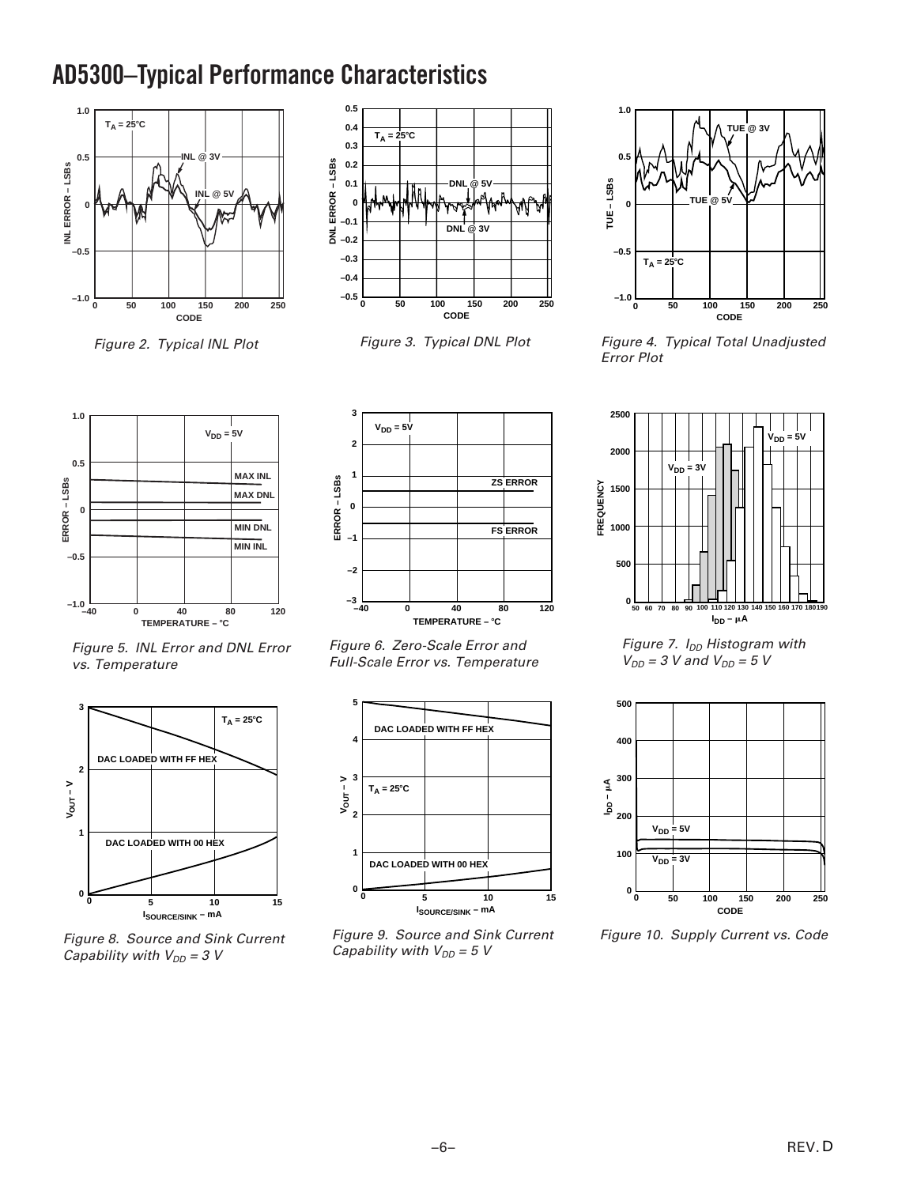# AD5300–Typical Performance Characteristics

Figure 2. Typical INL Plot

Figure 3. Typical DNL Plot

Figure 4. Typical Total Unadjusted Error Plot

Figure 5. INL Error and DNL Error vs. Temperature

Figure 6. Zero-Scale Error and Full-Scale Error vs. Temperature

Figure 7. $I_{DD}$ Histogram with $V_{DD} = 3$ V and $V_{DD} = 5$ V

Figure 8. Source and Sink Current Capability with $V_{DD} = 3$ V

Figure 9. Source and Sink Current Capability with $V_{DD} = 5$ V

Figure 10. Supply Current vs. Code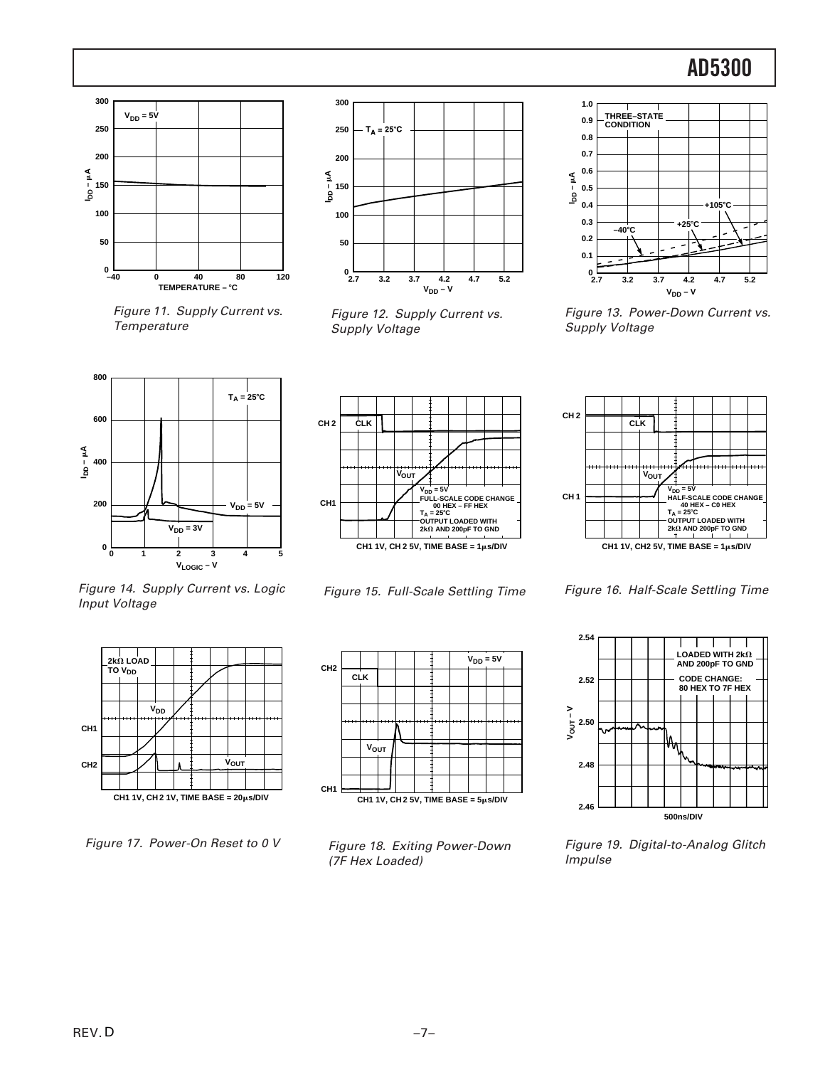Figure 11. Supply Current vs. Temperature

Figure 12. Supply Current vs. Supply Voltage

Figure 13. Power-Down Current vs. Supply Voltage

Figure 14. Supply Current vs. Logic Input Voltage

Figure 15. Full-Scale Settling Time

Figure 16. Half-Scale Settling Time

Figure 17. Power-On Reset to 0 V

Figure 18. Exiting Power-Down (7F Hex Loaded)

Figure 19. Digital-to-Analog Glitch Impulse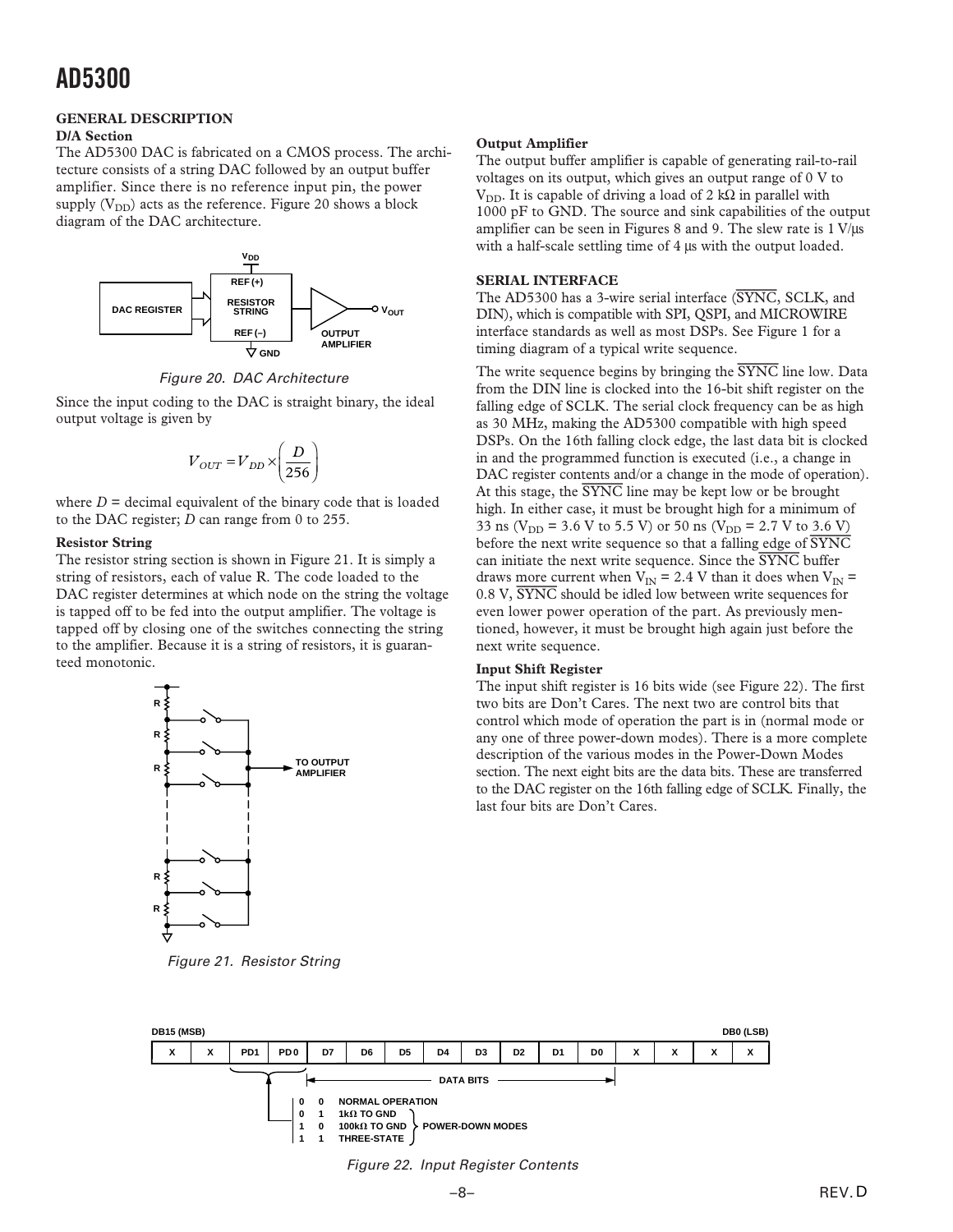## GENERAL DESCRIPTION

### D/A Section

The AD5300 DAC is fabricated on a CMOS process. The architecture consists of a string DAC followed by an output buffer amplifier. Since there is no reference input pin, the power supply ($V_{DD}$) acts as the reference. Figure 20 shows a block diagram of the DAC architecture.

*Figure 20. DAC Architecture*

Since the input coding to the DAC is straight binary, the ideal output voltage is given by

$$V_{OUT} = V_{DD} \times \left( \frac{D}{256} \right)$$

where $D$ = decimal equivalent of the binary code that is loaded to the DAC register; $D$ can range from 0 to 255.

### Resistor String

The resistor string section is shown in Figure 21. It is simply a string of resistors, each of value R. The code loaded to the DAC register determines at which node on the string the voltage is tapped off to be fed into the output amplifier. The voltage is tapped off by closing one of the switches connecting the string to the amplifier. Because it is a string of resistors, it is guaranteed monotonic.

*Figure 21. Resistor String*

### Output Amplifier

The output buffer amplifier is capable of generating rail-to-rail voltages on its output, which gives an output range of 0 V to $V_{DD}$. It is capable of driving a load of 2 kΩ in parallel with 1000 pF to GND. The source and sink capabilities of the output amplifier can be seen in Figures 8 and 9. The slew rate is 1 V/µs with a half-scale settling time of 4 µs with the output loaded.

## SERIAL INTERFACE

The AD5300 has a 3-wire serial interface ($\overline{SYNC}$, SCLK, and DIN), which is compatible with SPI, QSPI, and MICROWIRE interface standards as well as most DSPs. See Figure 1 for a timing diagram of a typical write sequence.

The write sequence begins by bringing the $\overline{SYNC}$ line low. Data from the DIN line is clocked into the 16-bit shift register on the falling edge of SCLK. The serial clock frequency can be as high as 30 MHz, making the AD5300 compatible with high speed DSPs. On the 16th falling clock edge, the last data bit is clocked in and the programmed function is executed (i.e., a change in DAC register contents and/or a change in the mode of operation). At this stage, the $\overline{SYNC}$ line may be kept low or be brought high. In either case, it must be brought high for a minimum of 33 ns ($V_{DD}$ = 3.6 V to 5.5 V) or 50 ns ($V_{DD}$ = 2.7 V to 3.6 V) before the next write sequence so that a falling edge of $\overline{SYNC}$ can initiate the next write sequence. Since the $\overline{SYNC}$ buffer draws more current when $V_{IN}$ = 2.4 V than it does when $V_{IN}$ = 0.8 V, $\overline{SYNC}$ should be idled low between write sequences for even lower power operation of the part. As previously mentioned, however, it must be brought high again just before the next write sequence.

### Input Shift Register

The input shift register is 16 bits wide (see Figure 22). The first two bits are Don't Cares. The next two are control bits that control which mode of operation the part is in (normal mode or any one of three power-down modes). There is a more complete description of the various modes in the Power-Down Modes section. The next eight bits are the data bits. These are transferred to the DAC register on the 16th falling edge of SCLK. Finally, the last four bits are Don't Cares.

| DB15 (MSB) | | | | | | | | | | | | | | | DB0 (LSB) |
|---|---|---|---|---|---|---|---|---|---|---|---|---|---|---|---|
| X | X | PD1 | PD0 | D7 | D6 | D5 | D4 | D3 | D2 | D1 | D0 | X | X | X | X |

D7–D0: DATA BITS

| PD1 | PD0 | Mode | |
|---|---|---|---|
| 0 | 0 | NORMAL OPERATION | |
| 0 | 1 | 1kΩ TO GND | POWER-DOWN MODES |
| 1 | 0 | 100kΩ TO GND | POWER-DOWN MODES |
| 1 | 1 | THREE-STATE | POWER-DOWN MODES |

*Figure 22. Input Register Contents*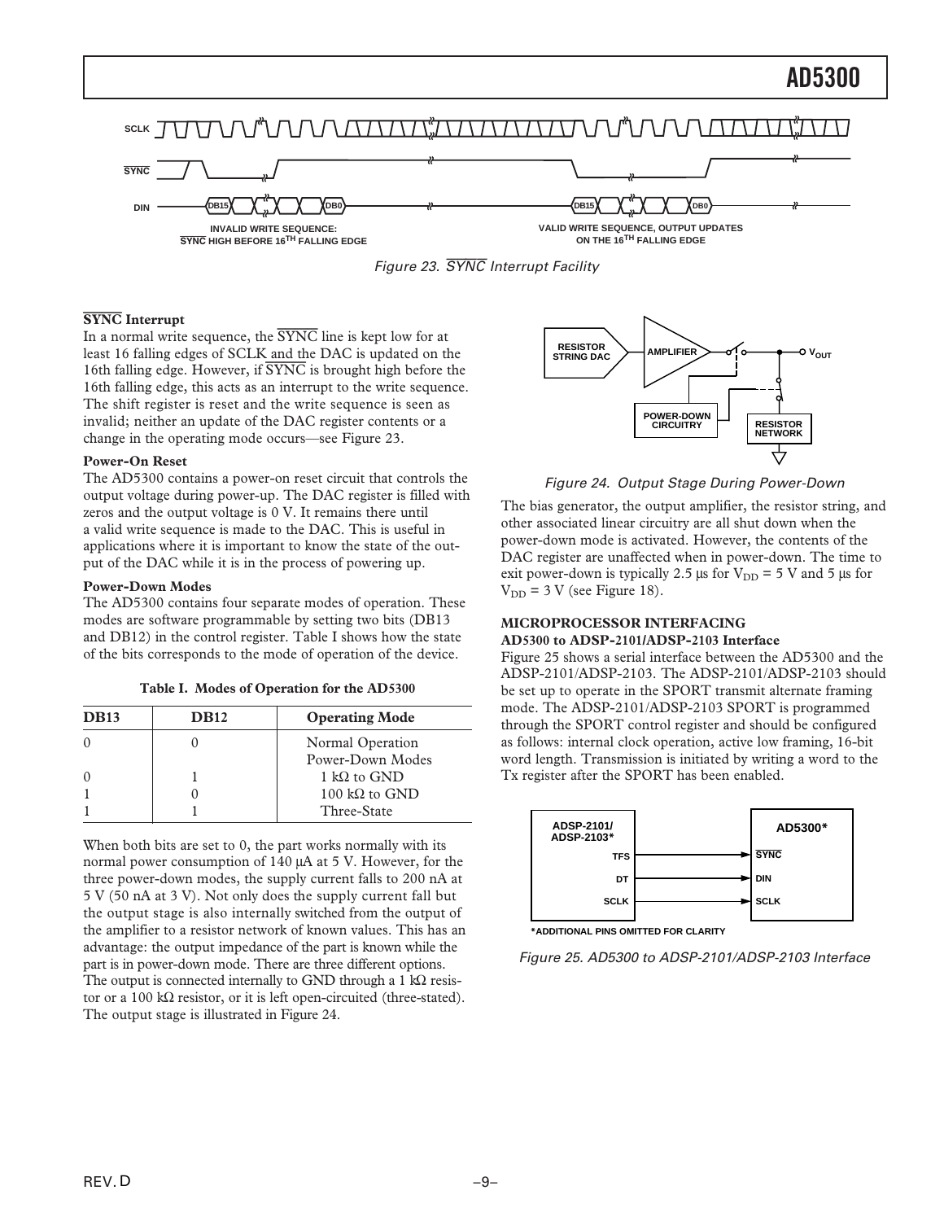SCLK

SYNC

DIN DB15 DB0 DB15 DB0

INVALID WRITE SEQUENCE: SYNC HIGH BEFORE 16TH FALLING EDGE

VALID WRITE SEQUENCE, OUTPUT UPDATES ON THE 16TH FALLING EDGE

*Figure 23. SYNC Interrupt Facility*

**SYNC Interrupt**

In a normal write sequence, the SYNC line is kept low for at least 16 falling edges of SCLK and the DAC is updated on the 16th falling edge. However, if SYNC is brought high before the 16th falling edge, this acts as an interrupt to the write sequence. The shift register is reset and the write sequence is seen as invalid; neither an update of the DAC register contents or a change in the operating mode occurs—see Figure 23.

**Power-On Reset**

The AD5300 contains a power-on reset circuit that controls the output voltage during power-up. The DAC register is filled with zeros and the output voltage is 0 V. It remains there until a valid write sequence is made to the DAC. This is useful in applications where it is important to know the state of the output of the DAC while it is in the process of powering up.

**Power-Down Modes**

The AD5300 contains four separate modes of operation. These modes are software programmable by setting two bits (DB13 and DB12) in the control register. Table I shows how the state of the bits corresponds to the mode of operation of the device.

**Table I. Modes of Operation for the AD5300**

| DB13 | DB12 | Operating Mode |
|---|---|---|
| 0 | 0 | Normal Operation |
| | | Power-Down Modes |
| 0 | 1 | 1 kΩ to GND |
| 1 | 0 | 100 kΩ to GND |
| 1 | 1 | Three-State |

When both bits are set to 0, the part works normally with its normal power consumption of 140 µA at 5 V. However, for the three power-down modes, the supply current falls to 200 nA at 5 V (50 nA at 3 V). Not only does the supply current fall but the output stage is also internally switched from the output of the amplifier to a resistor network of known values. This has an advantage: the output impedance of the part is known while the part is in power-down mode. There are three different options. The output is connected internally to GND through a 1 kΩ resistor or a 100 kΩ resistor, or it is left open-circuited (three-stated). The output stage is illustrated in Figure 24.

RESISTOR STRING DAC — AMPLIFIER — $V_{OUT}$ — POWER-DOWN CIRCUITRY — RESISTOR NETWORK

*Figure 24. Output Stage During Power-Down*

The bias generator, the output amplifier, the resistor string, and other associated linear circuitry are all shut down when the power-down mode is activated. However, the contents of the DAC register are unaffected when in power-down. The time to exit power-down is typically 2.5 µs for $V_{DD}$ = 5 V and 5 µs for $V_{DD}$ = 3 V (see Figure 18).

## MICROPROCESSOR INTERFACING

### AD5300 to ADSP-2101/ADSP-2103 Interface

Figure 25 shows a serial interface between the AD5300 and the ADSP-2101/ADSP-2103. The ADSP-2101/ADSP-2103 should be set up to operate in the SPORT transmit alternate framing mode. The ADSP-2101/ADSP-2103 SPORT is programmed through the SPORT control register and should be configured as follows: internal clock operation, active low framing, 16-bit word length. Transmission is initiated by writing a word to the Tx register after the SPORT has been enabled.

ADSP-2101/ ADSP-2103* — TFS → SYNC; DT → DIN; SCLK → SCLK — AD5300*

*ADDITIONAL PINS OMITTED FOR CLARITY

*Figure 25. AD5300 to ADSP-2101/ADSP-2103 Interface*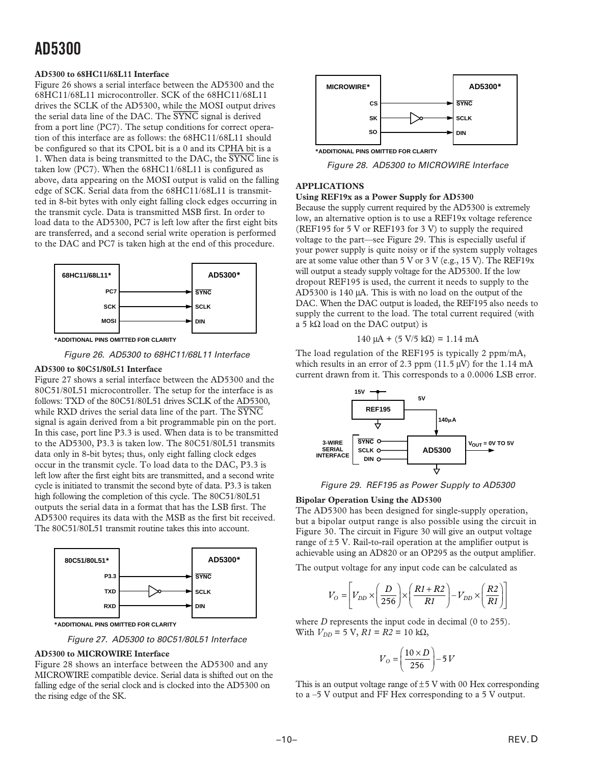### AD5300 to 68HC11/68L11 Interface

Figure 26 shows a serial interface between the AD5300 and the 68HC11/68L11 microcontroller. SCK of the 68HC11/68L11 drives the SCLK of the AD5300, while the MOSI output drives the serial data line of the DAC. The $\overline{\text{SYNC}}$ signal is derived from a port line (PC7). The setup conditions for correct operation of this interface are as follows: the 68HC11/68L11 should be configured so that its CPOL bit is a 0 and its CPHA bit is a 1. When data is being transmitted to the DAC, the $\overline{\text{SYNC}}$ line is taken low (PC7). When the 68HC11/68L11 is configured as above, data appearing on the MOSI output is valid on the falling edge of SCK. Serial data from the 68HC11/68L11 is transmitted in 8-bit bytes with only eight falling clock edges occurring in the transmit cycle. Data is transmitted MSB first. In order to load data to the AD5300, PC7 is left low after the first eight bits are transferred, and a second serial write operation is performed to the DAC and PC7 is taken high at the end of this procedure.

*ADDITIONAL PINS OMITTED FOR CLARITY

Figure 26. AD5300 to 68HC11/68L11 Interface

### AD5300 to 80C51/80L51 Interface

Figure 27 shows a serial interface between the AD5300 and the 80C51/80L51 microcontroller. The setup for the interface is as follows: TXD of the 80C51/80L51 drives SCLK of the AD5300, while RXD drives the serial data line of the part. The $\overline{\text{SYNC}}$ signal is again derived from a bit programmable pin on the port. In this case, port line P3.3 is used. When data is to be transmitted to the AD5300, P3.3 is taken low. The 80C51/80L51 transmits data only in 8-bit bytes; thus, only eight falling clock edges occur in the transmit cycle. To load data to the DAC, P3.3 is left low after the first eight bits are transmitted, and a second write cycle is initiated to transmit the second byte of data. P3.3 is taken high following the completion of this cycle. The 80C51/80L51 outputs the serial data in a format that has the LSB first. The AD5300 requires its data with the MSB as the first bit received. The 80C51/80L51 transmit routine takes this into account.

*ADDITIONAL PINS OMITTED FOR CLARITY

Figure 27. AD5300 to 80C51/80L51 Interface

### AD5300 to MICROWIRE Interface

Figure 28 shows an interface between the AD5300 and any MICROWIRE compatible device. Serial data is shifted out on the falling edge of the serial clock and is clocked into the AD5300 on the rising edge of the SK.

*ADDITIONAL PINS OMITTED FOR CLARITY

Figure 28. AD5300 to MICROWIRE Interface

## APPLICATIONS

### Using REF19x as a Power Supply for AD5300

Because the supply current required by the AD5300 is extremely low, an alternative option is to use a REF19x voltage reference (REF195 for 5 V or REF193 for 3 V) to supply the required voltage to the part—see Figure 29. This is especially useful if your power supply is quite noisy or if the system supply voltages are at some value other than 5 V or 3 V (e.g., 15 V). The REF19x will output a steady supply voltage for the AD5300. If the low dropout REF195 is used, the current it needs to supply to the AD5300 is 140 µA. This is with no load on the output of the DAC. When the DAC output is loaded, the REF195 also needs to supply the current to the load. The total current required (with a 5 kΩ load on the DAC output) is

$$140\ \mu A + (5\ V/5\ k\Omega) = 1.14\ mA$$

The load regulation of the REF195 is typically 2 ppm/mA, which results in an error of 2.3 ppm (11.5 µV) for the 1.14 mA current drawn from it. This corresponds to a 0.0006 LSB error.

Figure 29. REF195 as Power Supply to AD5300

### Bipolar Operation Using the AD5300

The AD5300 has been designed for single-supply operation, but a bipolar output range is also possible using the circuit in Figure 30. The circuit in Figure 30 will give an output voltage range of ±5 V. Rail-to-rail operation at the amplifier output is achievable using an AD820 or an OP295 as the output amplifier.

The output voltage for any input code can be calculated as

$$V_O = \left[ V_{DD} \times \left( \frac{D}{256} \right) \times \left( \frac{R1 + R2}{R1} \right) - V_{DD} \times \left( \frac{R2}{R1} \right) \right]$$

where $D$ represents the input code in decimal (0 to 255).
With $V_{DD} = 5$ V, $R1 = R2 = 10$ kΩ,

$$V_O = \left( \frac{10 \times D}{256} \right) - 5\,V$$

This is an output voltage range of ±5 V with 00 Hex corresponding to a –5 V output and FF Hex corresponding to a 5 V output.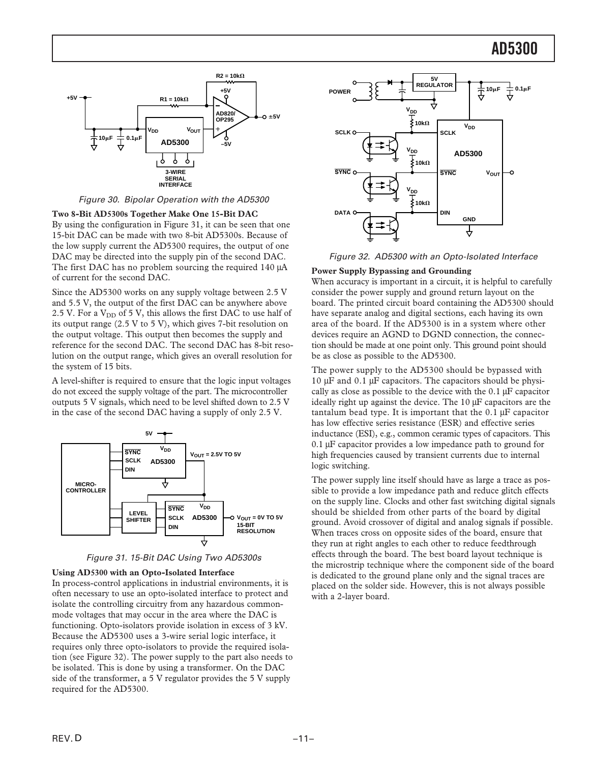Figure 30. Bipolar Operation with the AD5300

**Two 8-Bit AD5300s Together Make One 15-Bit DAC**

By using the configuration in Figure 31, it can be seen that one 15-bit DAC can be made with two 8-bit AD5300s. Because of the low supply current the AD5300 requires, the output of one DAC may be directed into the supply pin of the second DAC. The first DAC has no problem sourcing the required 140 µA of current for the second DAC.

Since the AD5300 works on any supply voltage between 2.5 V and 5.5 V, the output of the first DAC can be anywhere above 2.5 V. For a $V_{DD}$ of 5 V, this allows the first DAC to use half of its output range (2.5 V to 5 V), which gives 7-bit resolution on the output voltage. This output then becomes the supply and reference for the second DAC. The second DAC has 8-bit resolution on the output range, which gives an overall resolution for the system of 15 bits.

A level-shifter is required to ensure that the logic input voltages do not exceed the supply voltage of the part. The microcontroller outputs 5 V signals, which need to be level shifted down to 2.5 V in the case of the second DAC having a supply of only 2.5 V.

Figure 31. 15-Bit DAC Using Two AD5300s

**Using AD5300 with an Opto-Isolated Interface**

In process-control applications in industrial environments, it is often necessary to use an opto-isolated interface to protect and isolate the controlling circuitry from any hazardous common-mode voltages that may occur in the area where the DAC is functioning. Opto-isolators provide isolation in excess of 3 kV. Because the AD5300 uses a 3-wire serial logic interface, it requires only three opto-isolators to provide the required isolation (see Figure 32). The power supply to the part also needs to be isolated. This is done by using a transformer. On the DAC side of the transformer, a 5 V regulator provides the 5 V supply required for the AD5300.

Figure 32. AD5300 with an Opto-Isolated Interface

**Power Supply Bypassing and Grounding**

When accuracy is important in a circuit, it is helpful to carefully consider the power supply and ground return layout on the board. The printed circuit board containing the AD5300 should have separate analog and digital sections, each having its own area of the board. If the AD5300 is in a system where other devices require an AGND to DGND connection, the connection should be made at one point only. This ground point should be as close as possible to the AD5300.

The power supply to the AD5300 should be bypassed with 10 µF and 0.1 µF capacitors. The capacitors should be physically as close as possible to the device with the 0.1 µF capacitor ideally right up against the device. The 10 µF capacitors are the tantalum bead type. It is important that the 0.1 µF capacitor has low effective series resistance (ESR) and effective series inductance (ESI), e.g., common ceramic types of capacitors. This 0.1 µF capacitor provides a low impedance path to ground for high frequencies caused by transient currents due to internal logic switching.

The power supply line itself should have as large a trace as possible to provide a low impedance path and reduce glitch effects on the supply line. Clocks and other fast switching digital signals should be shielded from other parts of the board by digital ground. Avoid crossover of digital and analog signals if possible. When traces cross on opposite sides of the board, ensure that they run at right angles to each other to reduce feedthrough effects through the board. The best board layout technique is the microstrip technique where the component side of the board is dedicated to the ground plane only and the signal traces are placed on the solder side. However, this is not always possible with a 2-layer board.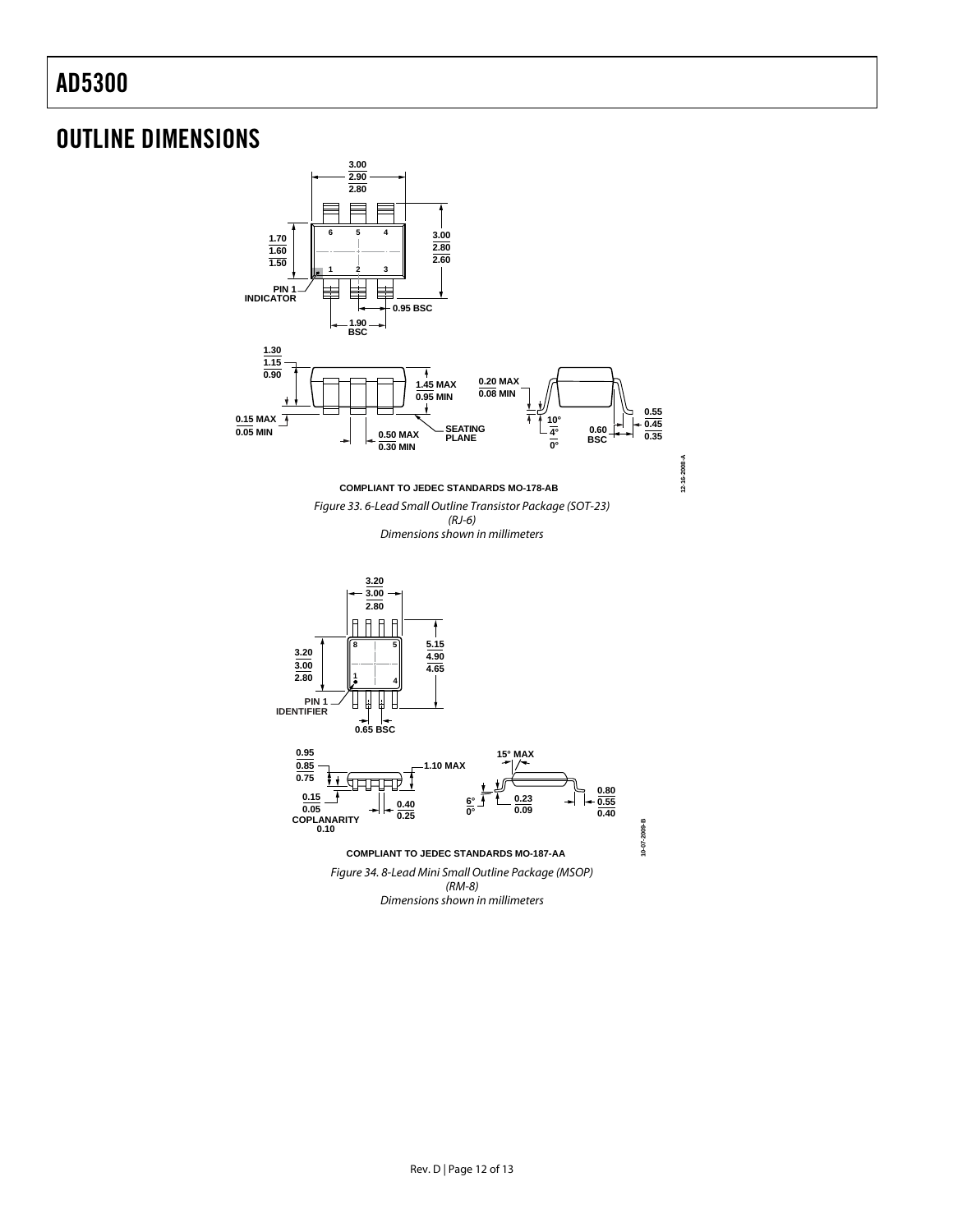# OUTLINE DIMENSIONS

COMPLIANT TO JEDEC STANDARDS MO-178-AB

*Figure 33. 6-Lead Small Outline Transistor Package (SOT-23)
(RJ-6)
Dimensions shown in millimeters*

COMPLIANT TO JEDEC STANDARDS MO-187-AA

*Figure 34. 8-Lead Mini Small Outline Package (MSOP)
(RM-8)
Dimensions shown in millimeters*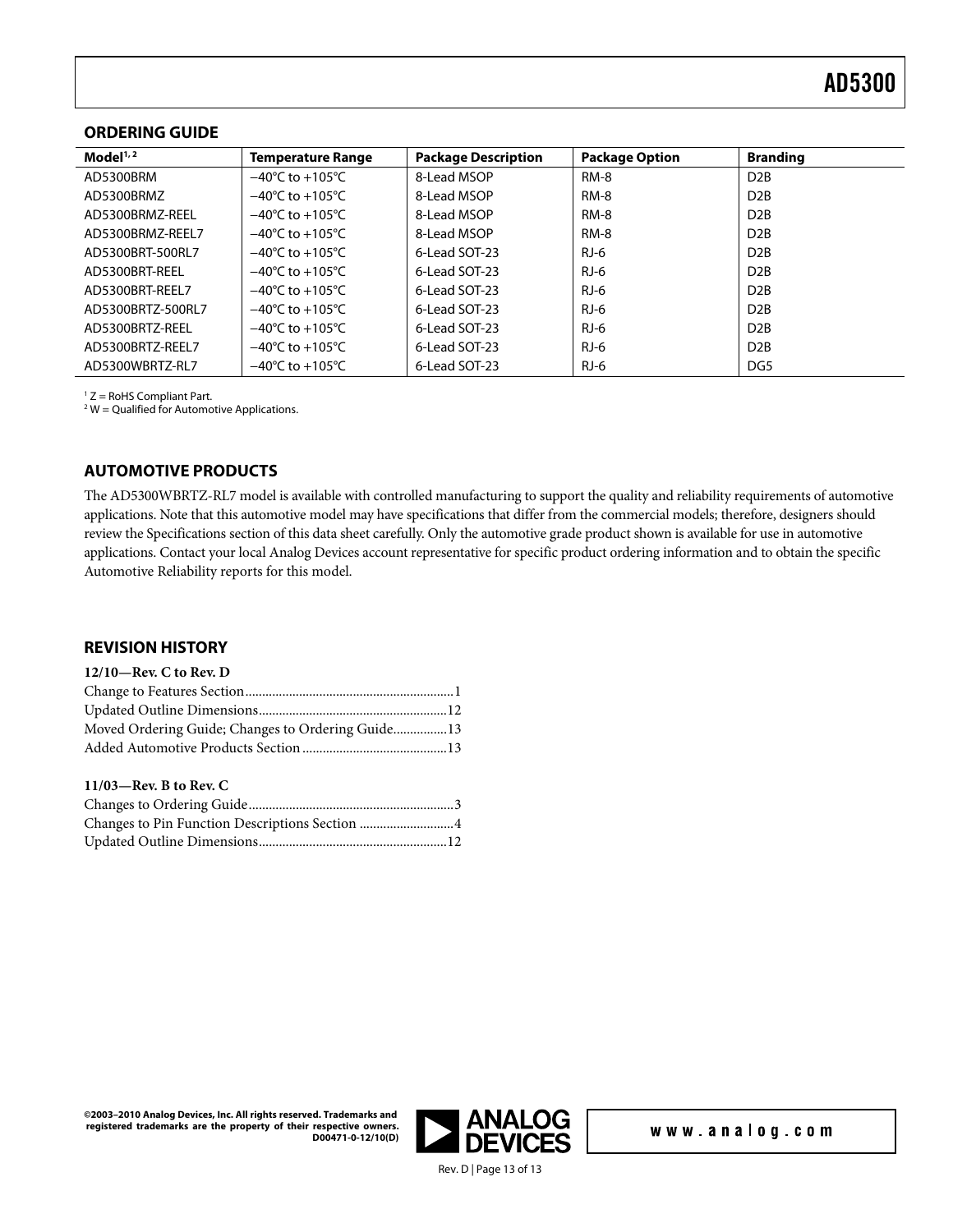## ORDERING GUIDE

| Model[1, 2] | Temperature Range | Package Description | Package Option | Branding |
|---|---|---|---|---|
| AD5300BRM | −40°C to +105°C | 8-Lead MSOP | RM-8 | D2B |
| AD5300BRMZ | −40°C to +105°C | 8-Lead MSOP | RM-8 | D2B |
| AD5300BRMZ-REEL | −40°C to +105°C | 8-Lead MSOP | RM-8 | D2B |
| AD5300BRMZ-REEL7 | −40°C to +105°C | 8-Lead MSOP | RM-8 | D2B |
| AD5300BRT-500RL7 | −40°C to +105°C | 6-Lead SOT-23 | RJ-6 | D2B |
| AD5300BRT-REEL | −40°C to +105°C | 6-Lead SOT-23 | RJ-6 | D2B |
| AD5300BRT-REEL7 | −40°C to +105°C | 6-Lead SOT-23 | RJ-6 | D2B |
| AD5300BRTZ-500RL7 | −40°C to +105°C | 6-Lead SOT-23 | RJ-6 | D2B |
| AD5300BRTZ-REEL | −40°C to +105°C | 6-Lead SOT-23 | RJ-6 | D2B |
| AD5300BRTZ-REEL7 | −40°C to +105°C | 6-Lead SOT-23 | RJ-6 | D2B |
| AD5300WBRTZ-RL7 | −40°C to +105°C | 6-Lead SOT-23 | RJ-6 | DG5 |

[1] Z = RoHS Compliant Part.
[2] W = Qualified for Automotive Applications.

## AUTOMOTIVE PRODUCTS

The AD5300WBRTZ-RL7 model is available with controlled manufacturing to support the quality and reliability requirements of automotive applications. Note that this automotive model may have specifications that differ from the commercial models; therefore, designers should review the Specifications section of this data sheet carefully. Only the automotive grade product shown is available for use in automotive applications. Contact your local Analog Devices account representative for specific product ordering information and to obtain the specific Automotive Reliability reports for this model.

## REVISION HISTORY

**12/10—Rev. C to Rev. D**

Change to Features Section....1
Updated Outline Dimensions....12
Moved Ordering Guide; Changes to Ordering Guide....13
Added Automotive Products Section....13

**11/03—Rev. B to Rev. C**

Changes to Ordering Guide....3
Changes to Pin Function Descriptions Section....4
Updated Outline Dimensions....12

©2003–2010 Analog Devices, Inc. All rights reserved. Trademarks and registered trademarks are the property of their respective owners.
D00471-0-12/10(D)